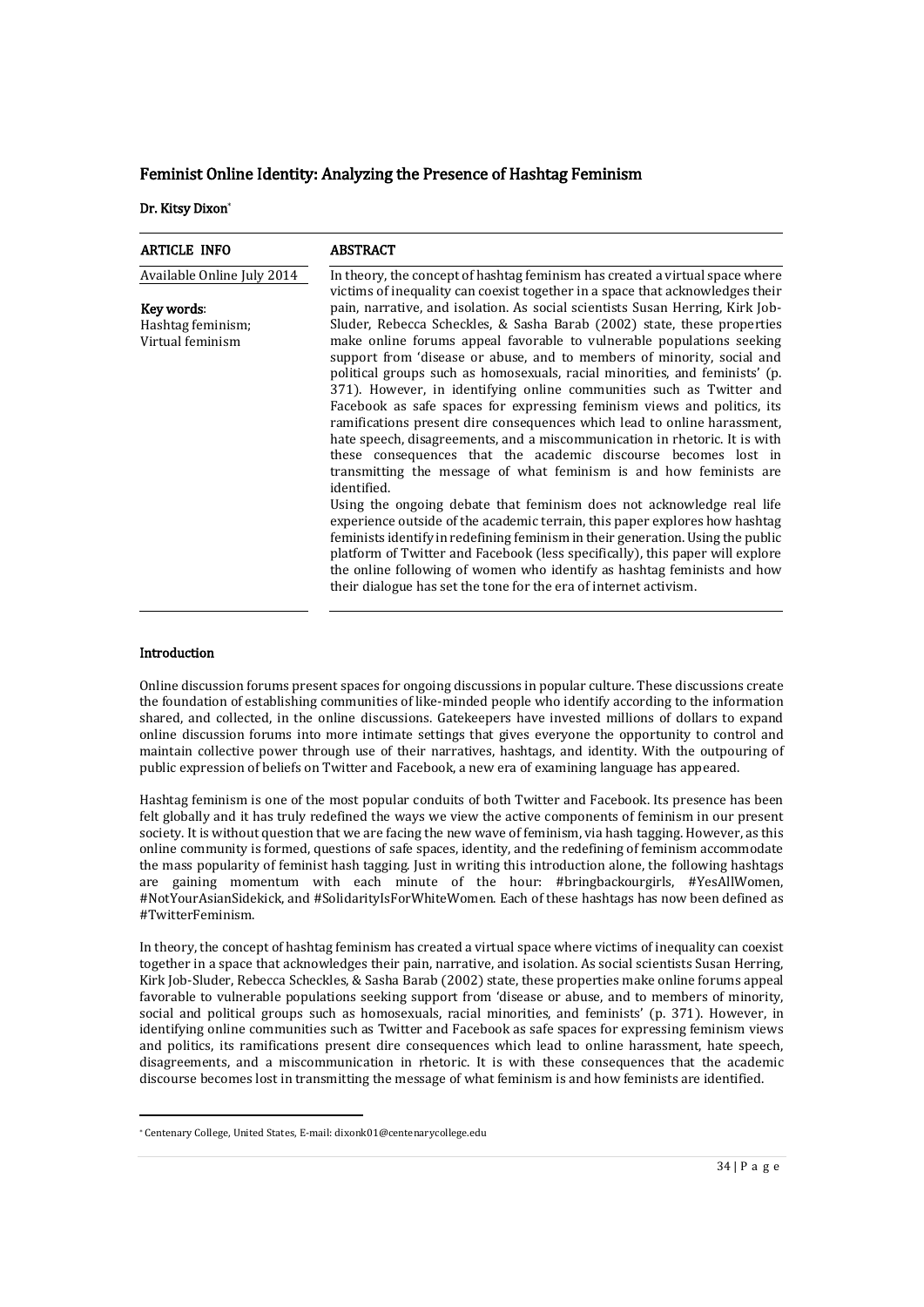# Feminist Online Identity: Analyzing the Presence of Hashtag Feminism

**Dr. Kitsy Dixon**[*]

| ARTICLE INFO | ABSTRACT |
| --- | --- |
| Available Online July 2014<br><br>**Key words**:<br>Hashtag feminism;<br>Virtual feminism | In theory, the concept of hashtag feminism has created a virtual space where victims of inequality can coexist together in a space that acknowledges their pain, narrative, and isolation. As social scientists Susan Herring, Kirk Job-Sluder, Rebecca Scheckles, & Sasha Barab (2002) state, these properties make online forums appeal favorable to vulnerable populations seeking support from 'disease or abuse, and to members of minority, social and political groups such as homosexuals, racial minorities, and feminists' (p. 371). However, in identifying online communities such as Twitter and Facebook as safe spaces for expressing feminism views and politics, its ramifications present dire consequences which lead to online harassment, hate speech, disagreements, and a miscommunication in rhetoric. It is with these consequences that the academic discourse becomes lost in transmitting the message of what feminism is and how feminists are identified.<br><br>Using the ongoing debate that feminism does not acknowledge real life experience outside of the academic terrain, this paper explores how hashtag feminists identify in redefining feminism in their generation. Using the public platform of Twitter and Facebook (less specifically), this paper will explore the online following of women who identify as hashtag feminists and how their dialogue has set the tone for the era of internet activism. |

## Introduction

Online discussion forums present spaces for ongoing discussions in popular culture. These discussions create the foundation of establishing communities of like-minded people who identify according to the information shared, and collected, in the online discussions. Gatekeepers have invested millions of dollars to expand online discussion forums into more intimate settings that gives everyone the opportunity to control and maintain collective power through use of their narratives, hashtags, and identity. With the outpouring of public expression of beliefs on Twitter and Facebook, a new era of examining language has appeared.

Hashtag feminism is one of the most popular conduits of both Twitter and Facebook. Its presence has been felt globally and it has truly redefined the ways we view the active components of feminism in our present society. It is without question that we are facing the new wave of feminism, via hash tagging. However, as this online community is formed, questions of safe spaces, identity, and the redefining of feminism accommodate the mass popularity of feminist hash tagging. Just in writing this introduction alone, the following hashtags are gaining momentum with each minute of the hour: #bringbackourgirls, #YesAllWomen, #NotYourAsianSidekick, and #SolidarityIsForWhiteWomen. Each of these hashtags has now been defined as #TwitterFeminism.

In theory, the concept of hashtag feminism has created a virtual space where victims of inequality can coexist together in a space that acknowledges their pain, narrative, and isolation. As social scientists Susan Herring, Kirk Job-Sluder, Rebecca Scheckles, & Sasha Barab (2002) state, these properties make online forums appeal favorable to vulnerable populations seeking support from 'disease or abuse, and to members of minority, social and political groups such as homosexuals, racial minorities, and feminists' (p. 371). However, in identifying online communities such as Twitter and Facebook as safe spaces for expressing feminism views and politics, its ramifications present dire consequences which lead to online harassment, hate speech, disagreements, and a miscommunication in rhetoric. It is with these consequences that the academic discourse becomes lost in transmitting the message of what feminism is and how feminists are identified.

---

[*] Centenary College, United States, E-mail: dixonk01@centenarycollege.edu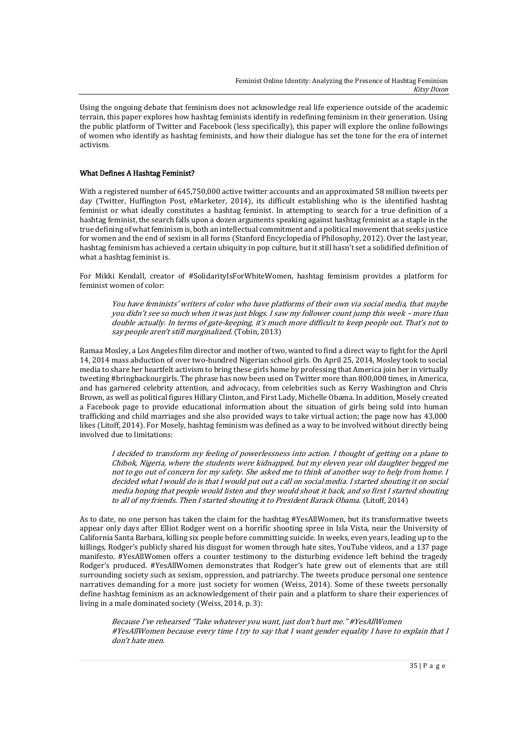Using the ongoing debate that feminism does not acknowledge real life experience outside of the academic terrain, this paper explores how hashtag feminists identify in redefining feminism in their generation. Using the public platform of Twitter and Facebook (less specifically), this paper will explore the online followings of women who identify as hashtag feminists, and how their dialogue has set the tone for the era of internet activism.

### What Defines A Hashtag Feminist?

With a registered number of 645,750,000 active twitter accounts and an approximated 58 million tweets per day (Twitter, Huffington Post, eMarketer, 2014), its difficult establishing who is the identified hashtag feminist or what ideally constitutes a hashtag feminist. In attempting to search for a true definition of a hashtag feminist, the search falls upon a dozen arguments speaking against hashtag feminist as a staple in the true defining of what feminism is, both an intellectual commitment and a political movement that seeks justice for women and the end of sexism in all forms (Stanford Encyclopedia of Philosophy, 2012). Over the last year, hashtag feminism has achieved a certain ubiquity in pop culture, but it still hasn't set a solidified definition of what a hashtag feminist is.

For Mikki Kendall, creator of #SolidarityIsForWhiteWomen, hashtag feminism provides a platform for feminist women of color:

> *You have feminists' writers of color who have platforms of their own via social media, that maybe you didn't see so much when it was just blogs. I saw my follower count jump this week – more than double actually. In terms of gate-keeping, it's much more difficult to keep people out. That's not to say people aren't still marginalized.* (Tobin, 2013)

Ramaa Mosley, a Los Angeles film director and mother of two, wanted to find a direct way to fight for the April 14, 2014 mass abduction of over two-hundred Nigerian school girls. On April 25, 2014, Mosley took to social media to share her heartfelt activism to bring these girls home by professing that America join her in virtually tweeting #bringbackourgirls. The phrase has now been used on Twitter more than 800,000 times, in America, and has garnered celebrity attention, and advocacy, from celebrities such as Kerry Washington and Chris Brown, as well as political figures Hillary Clinton, and First Lady, Michelle Obama. In addition, Mosely created a Facebook page to provide educational information about the situation of girls being sold into human trafficking and child marriages and she also provided ways to take virtual action; the page now has 43,000 likes (Litoff, 2014). For Mosely, hashtag feminism was defined as a way to be involved without directly being involved due to limitations:

> *I decided to transform my feeling of powerlessness into action. I thought of getting on a plane to Chibok, Nigeria, where the students were kidnapped, but my eleven year old daughter begged me not to go out of concern for my safety. She asked me to think of another way to help from home. I decided what I would do is that I would put out a call on social media. I started shouting it on social media hoping that people would listen and they would shout it back, and so first I started shouting to all of my friends. Then I started shouting it to President Barack Obama.* (Litoff, 2014)

As to date, no one person has taken the claim for the hashtag #YesAllWomen, but its transformative tweets appear only days after Elliot Rodger went on a horrific shooting spree in Isla Vista, near the University of California Santa Barbara, killing six people before committing suicide. In weeks, even years, leading up to the killings, Rodger's publicly shared his disgust for women through hate sites, YouTube videos, and a 137 page manifesto. #YesAllWomen offers a counter testimony to the disturbing evidence left behind the tragedy Rodger's produced. #YesAllWomen demonstrates that Rodger's hate grew out of elements that are still surrounding society such as sexism, oppression, and patriarchy. The tweets produce personal one sentence narratives demanding for a more just society for women (Weiss, 2014). Some of these tweets personally define hashtag feminism as an acknowledgement of their pain and a platform to share their experiences of living in a male dominated society (Weiss, 2014, p. 3):

> *Because I've rehearsed "Take whatever you want, just don't hurt me." #YesAllWomen*
> *#YesAllWomen because every time I try to say that I want gender equality I have to explain that I don't hate men.*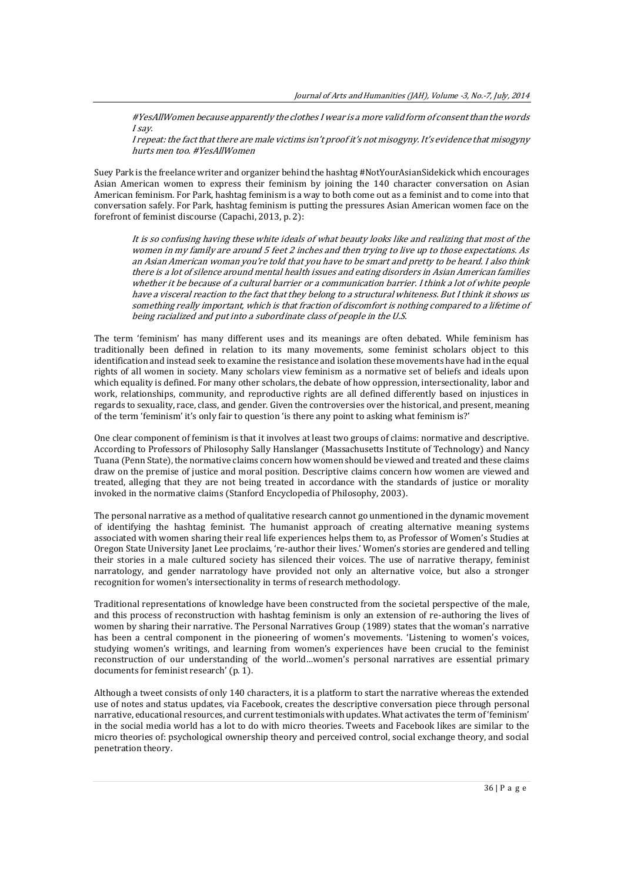*#YesAllWomen because apparently the clothes I wear is a more valid form of consent than the words I say.*

*I repeat: the fact that there are male victims isn't proof it's not misogyny. It's evidence that misogyny hurts men too. #YesAllWomen*

Suey Park is the freelance writer and organizer behind the hashtag #NotYourAsianSidekick which encourages Asian American women to express their feminism by joining the 140 character conversation on Asian American feminism. For Park, hashtag feminism is a way to both come out as a feminist and to come into that conversation safely. For Park, hashtag feminism is putting the pressures Asian American women face on the forefront of feminist discourse (Capachi, 2013, p. 2):

*It is so confusing having these white ideals of what beauty looks like and realizing that most of the women in my family are around 5 feet 2 inches and then trying to live up to those expectations. As an Asian American woman you're told that you have to be smart and pretty to be heard. I also think there is a lot of silence around mental health issues and eating disorders in Asian American families whether it be because of a cultural barrier or a communication barrier. I think a lot of white people have a visceral reaction to the fact that they belong to a structural whiteness. But I think it shows us something really important, which is that fraction of discomfort is nothing compared to a lifetime of being racialized and put into a subordinate class of people in the U.S.*

The term 'feminism' has many different uses and its meanings are often debated. While feminism has traditionally been defined in relation to its many movements, some feminist scholars object to this identification and instead seek to examine the resistance and isolation these movements have had in the equal rights of all women in society. Many scholars view feminism as a normative set of beliefs and ideals upon which equality is defined. For many other scholars, the debate of how oppression, intersectionality, labor and work, relationships, community, and reproductive rights are all defined differently based on injustices in regards to sexuality, race, class, and gender. Given the controversies over the historical, and present, meaning of the term 'feminism' it's only fair to question 'is there any point to asking what feminism is?'

One clear component of feminism is that it involves at least two groups of claims: normative and descriptive. According to Professors of Philosophy Sally Hanslanger (Massachusetts Institute of Technology) and Nancy Tuana (Penn State), the normative claims concern how women should be viewed and treated and these claims draw on the premise of justice and moral position. Descriptive claims concern how women are viewed and treated, alleging that they are not being treated in accordance with the standards of justice or morality invoked in the normative claims (Stanford Encyclopedia of Philosophy, 2003).

The personal narrative as a method of qualitative research cannot go unmentioned in the dynamic movement of identifying the hashtag feminist. The humanist approach of creating alternative meaning systems associated with women sharing their real life experiences helps them to, as Professor of Women's Studies at Oregon State University Janet Lee proclaims, 're-author their lives.' Women's stories are gendered and telling their stories in a male cultured society has silenced their voices. The use of narrative therapy, feminist narratology, and gender narratology have provided not only an alternative voice, but also a stronger recognition for women's intersectionality in terms of research methodology.

Traditional representations of knowledge have been constructed from the societal perspective of the male, and this process of reconstruction with hashtag feminism is only an extension of re-authoring the lives of women by sharing their narrative. The Personal Narratives Group (1989) states that the woman's narrative has been a central component in the pioneering of women's movements. 'Listening to women's voices, studying women's writings, and learning from women's experiences have been crucial to the feminist reconstruction of our understanding of the world…women's personal narratives are essential primary documents for feminist research' (p. 1).

Although a tweet consists of only 140 characters, it is a platform to start the narrative whereas the extended use of notes and status updates, via Facebook, creates the descriptive conversation piece through personal narrative, educational resources, and current testimonials with updates. What activates the term of 'feminism' in the social media world has a lot to do with micro theories. Tweets and Facebook likes are similar to the micro theories of: psychological ownership theory and perceived control, social exchange theory, and social penetration theory.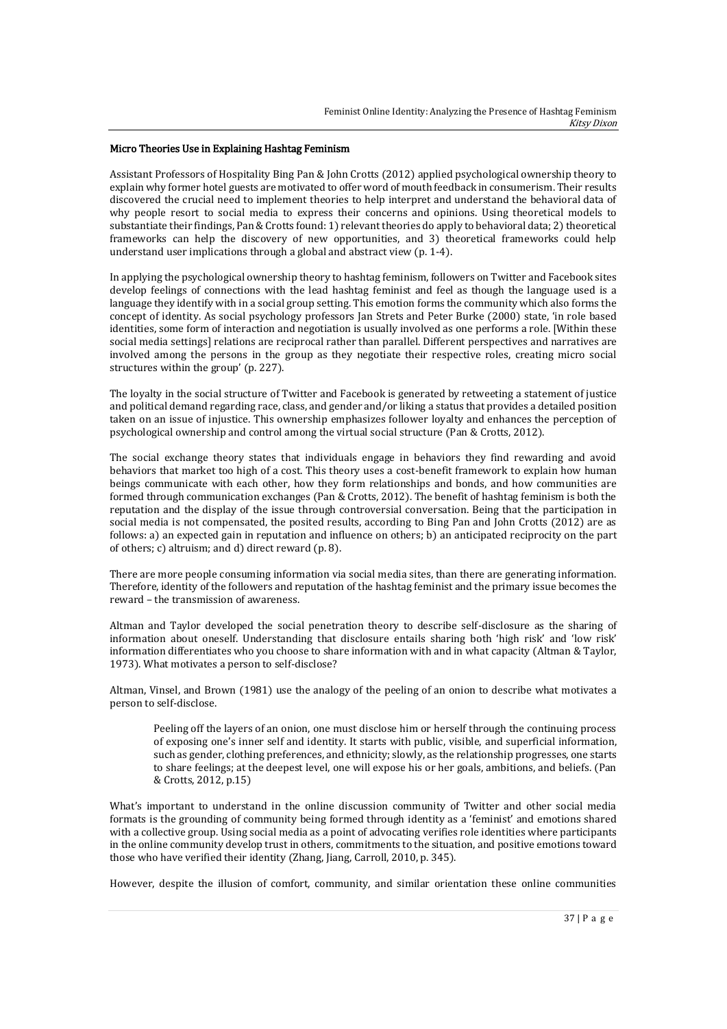### Micro Theories Use in Explaining Hashtag Feminism

Assistant Professors of Hospitality Bing Pan & John Crotts (2012) applied psychological ownership theory to explain why former hotel guests are motivated to offer word of mouth feedback in consumerism. Their results discovered the crucial need to implement theories to help interpret and understand the behavioral data of why people resort to social media to express their concerns and opinions. Using theoretical models to substantiate their findings, Pan & Crotts found: 1) relevant theories do apply to behavioral data; 2) theoretical frameworks can help the discovery of new opportunities, and 3) theoretical frameworks could help understand user implications through a global and abstract view (p. 1-4).

In applying the psychological ownership theory to hashtag feminism, followers on Twitter and Facebook sites develop feelings of connections with the lead hashtag feminist and feel as though the language used is a language they identify with in a social group setting. This emotion forms the community which also forms the concept of identity. As social psychology professors Jan Strets and Peter Burke (2000) state, 'in role based identities, some form of interaction and negotiation is usually involved as one performs a role. [Within these social media settings] relations are reciprocal rather than parallel. Different perspectives and narratives are involved among the persons in the group as they negotiate their respective roles, creating micro social structures within the group' (p. 227).

The loyalty in the social structure of Twitter and Facebook is generated by retweeting a statement of justice and political demand regarding race, class, and gender and/or liking a status that provides a detailed position taken on an issue of injustice. This ownership emphasizes follower loyalty and enhances the perception of psychological ownership and control among the virtual social structure (Pan & Crotts, 2012).

The social exchange theory states that individuals engage in behaviors they find rewarding and avoid behaviors that market too high of a cost. This theory uses a cost-benefit framework to explain how human beings communicate with each other, how they form relationships and bonds, and how communities are formed through communication exchanges (Pan & Crotts, 2012). The benefit of hashtag feminism is both the reputation and the display of the issue through controversial conversation. Being that the participation in social media is not compensated, the posited results, according to Bing Pan and John Crotts (2012) are as follows: a) an expected gain in reputation and influence on others; b) an anticipated reciprocity on the part of others; c) altruism; and d) direct reward (p. 8).

There are more people consuming information via social media sites, than there are generating information. Therefore, identity of the followers and reputation of the hashtag feminist and the primary issue becomes the reward – the transmission of awareness.

Altman and Taylor developed the social penetration theory to describe self-disclosure as the sharing of information about oneself. Understanding that disclosure entails sharing both 'high risk' and 'low risk' information differentiates who you choose to share information with and in what capacity (Altman & Taylor, 1973). What motivates a person to self-disclose?

Altman, Vinsel, and Brown (1981) use the analogy of the peeling of an onion to describe what motivates a person to self-disclose.

> Peeling off the layers of an onion, one must disclose him or herself through the continuing process of exposing one's inner self and identity. It starts with public, visible, and superficial information, such as gender, clothing preferences, and ethnicity; slowly, as the relationship progresses, one starts to share feelings; at the deepest level, one will expose his or her goals, ambitions, and beliefs. (Pan & Crotts, 2012, p.15)

What's important to understand in the online discussion community of Twitter and other social media formats is the grounding of community being formed through identity as a 'feminist' and emotions shared with a collective group. Using social media as a point of advocating verifies role identities where participants in the online community develop trust in others, commitments to the situation, and positive emotions toward those who have verified their identity (Zhang, Jiang, Carroll, 2010, p. 345).

However, despite the illusion of comfort, community, and similar orientation these online communities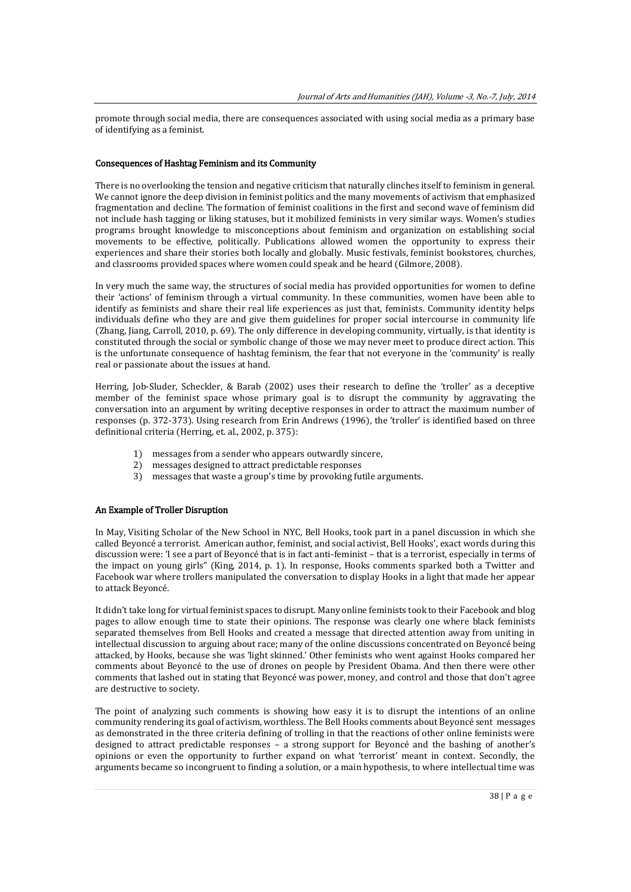promote through social media, there are consequences associated with using social media as a primary base of identifying as a feminist.

## Consequences of Hashtag Feminism and its Community

There is no overlooking the tension and negative criticism that naturally clinches itself to feminism in general. We cannot ignore the deep division in feminist politics and the many movements of activism that emphasized fragmentation and decline. The formation of feminist coalitions in the first and second wave of feminism did not include hash tagging or liking statuses, but it mobilized feminists in very similar ways. Women's studies programs brought knowledge to misconceptions about feminism and organization on establishing social movements to be effective, politically. Publications allowed women the opportunity to express their experiences and share their stories both locally and globally. Music festivals, feminist bookstores, churches, and classrooms provided spaces where women could speak and be heard (Gilmore, 2008).

In very much the same way, the structures of social media has provided opportunities for women to define their 'actions' of feminism through a virtual community. In these communities, women have been able to identify as feminists and share their real life experiences as just that, feminists. Community identity helps individuals define who they are and give them guidelines for proper social intercourse in community life (Zhang, Jiang, Carroll, 2010, p. 69). The only difference in developing community, virtually, is that identity is constituted through the social or symbolic change of those we may never meet to produce direct action. This is the unfortunate consequence of hashtag feminism, the fear that not everyone in the 'community' is really real or passionate about the issues at hand.

Herring, Job-Sluder, Scheckler, & Barab (2002) uses their research to define the 'troller' as a deceptive member of the feminist space whose primary goal is to disrupt the community by aggravating the conversation into an argument by writing deceptive responses in order to attract the maximum number of responses (p. 372-373). Using research from Erin Andrews (1996), the 'troller' is identified based on three definitional criteria (Herring, et. al., 2002, p. 375):

1) messages from a sender who appears outwardly sincere,
2) messages designed to attract predictable responses
3) messages that waste a group's time by provoking futile arguments.

## An Example of Troller Disruption

In May, Visiting Scholar of the New School in NYC, Bell Hooks, took part in a panel discussion in which she called Beyoncé a terrorist. American author, feminist, and social activist, Bell Hooks', exact words during this discussion were: 'I see a part of Beyoncé that is in fact anti-feminist – that is a terrorist, especially in terms of the impact on young girls" (King, 2014, p. 1). In response, Hooks comments sparked both a Twitter and Facebook war where trollers manipulated the conversation to display Hooks in a light that made her appear to attack Beyoncé.

It didn't take long for virtual feminist spaces to disrupt. Many online feminists took to their Facebook and blog pages to allow enough time to state their opinions. The response was clearly one where black feminists separated themselves from Bell Hooks and created a message that directed attention away from uniting in intellectual discussion to arguing about race; many of the online discussions concentrated on Beyoncé being attacked, by Hooks, because she was 'light skinned.' Other feminists who went against Hooks compared her comments about Beyoncé to the use of drones on people by President Obama. And then there were other comments that lashed out in stating that Beyoncé was power, money, and control and those that don't agree are destructive to society.

The point of analyzing such comments is showing how easy it is to disrupt the intentions of an online community rendering its goal of activism, worthless. The Bell Hooks comments about Beyoncé sent messages as demonstrated in the three criteria defining of trolling in that the reactions of other online feminists were designed to attract predictable responses – a strong support for Beyoncé and the bashing of another's opinions or even the opportunity to further expand on what 'terrorist' meant in context. Secondly, the arguments became so incongruent to finding a solution, or a main hypothesis, to where intellectual time was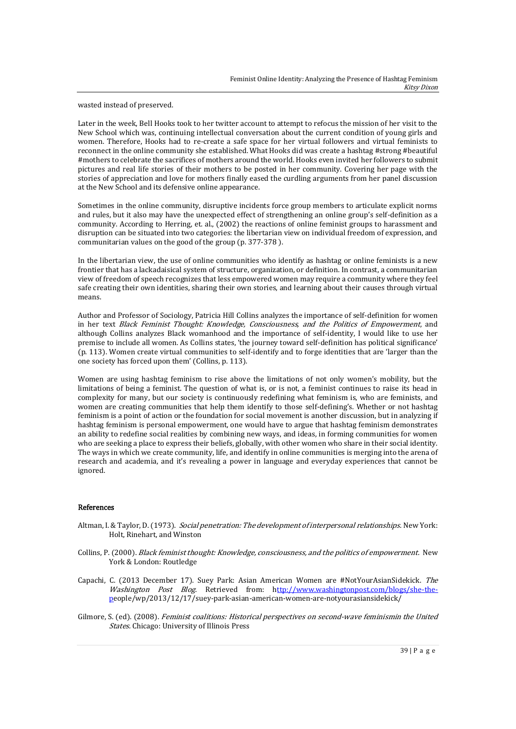wasted instead of preserved.

Later in the week, Bell Hooks took to her twitter account to attempt to refocus the mission of her visit to the New School which was, continuing intellectual conversation about the current condition of young girls and women. Therefore, Hooks had to re-create a safe space for her virtual followers and virtual feminists to reconnect in the online community she established. What Hooks did was create a hashtag #strong #beautiful #mothers to celebrate the sacrifices of mothers around the world. Hooks even invited her followers to submit pictures and real life stories of their mothers to be posted in her community. Covering her page with the stories of appreciation and love for mothers finally eased the curdling arguments from her panel discussion at the New School and its defensive online appearance.

Sometimes in the online community, disruptive incidents force group members to articulate explicit norms and rules, but it also may have the unexpected effect of strengthening an online group's self-definition as a community. According to Herring, et. al., (2002) the reactions of online feminist groups to harassment and disruption can be situated into two categories: the libertarian view on individual freedom of expression, and communitarian values on the good of the group (p. 377-378 ).

In the libertarian view, the use of online communities who identify as hashtag or online feminists is a new frontier that has a lackadaisical system of structure, organization, or definition. In contrast, a communitarian view of freedom of speech recognizes that less empowered women may require a community where they feel safe creating their own identities, sharing their own stories, and learning about their causes through virtual means.

Author and Professor of Sociology, Patricia Hill Collins analyzes the importance of self-definition for women in her text *Black Feminist Thought: Knowledge, Consciousness, and the Politics of Empowerment*, and although Collins analyzes Black womanhood and the importance of self-identity, I would like to use her premise to include all women. As Collins states, 'the journey toward self-definition has political significance' (p. 113). Women create virtual communities to self-identify and to forge identities that are 'larger than the one society has forced upon them' (Collins, p. 113).

Women are using hashtag feminism to rise above the limitations of not only women's mobility, but the limitations of being a feminist. The question of what is, or is not, a feminist continues to raise its head in complexity for many, but our society is continuously redefining what feminism is, who are feminists, and women are creating communities that help them identify to those self-defining's. Whether or not hashtag feminism is a point of action or the foundation for social movement is another discussion, but in analyzing if hashtag feminism is personal empowerment, one would have to argue that hashtag feminism demonstrates an ability to redefine social realities by combining new ways, and ideas, in forming communities for women who are seeking a place to express their beliefs, globally, with other women who share in their social identity. The ways in which we create community, life, and identify in online communities is merging into the arena of research and academia, and it's revealing a power in language and everyday experiences that cannot be ignored.

## References

Altman, I. & Taylor, D. (1973). *Social penetration: The development of interpersonal relationships.* New York: Holt, Rinehart, and Winston

Collins, P. (2000). *Black feminist thought: Knowledge, consciousness, and the politics of empowerment.* New York & London: Routledge

Capachi, C. (2013 December 17). Suey Park: Asian American Women are #NotYourAsianSidekick. *The Washington Post Blog.* Retrieved from: http://www.washingtonpost.com/blogs/she-the-people/wp/2013/12/17/suey-park-asian-american-women-are-notyourasiansidekick/

Gilmore, S. (ed). (2008). *Feminist coalitions: Historical perspectives on second-wave feminismin the United States.* Chicago: University of Illinois Press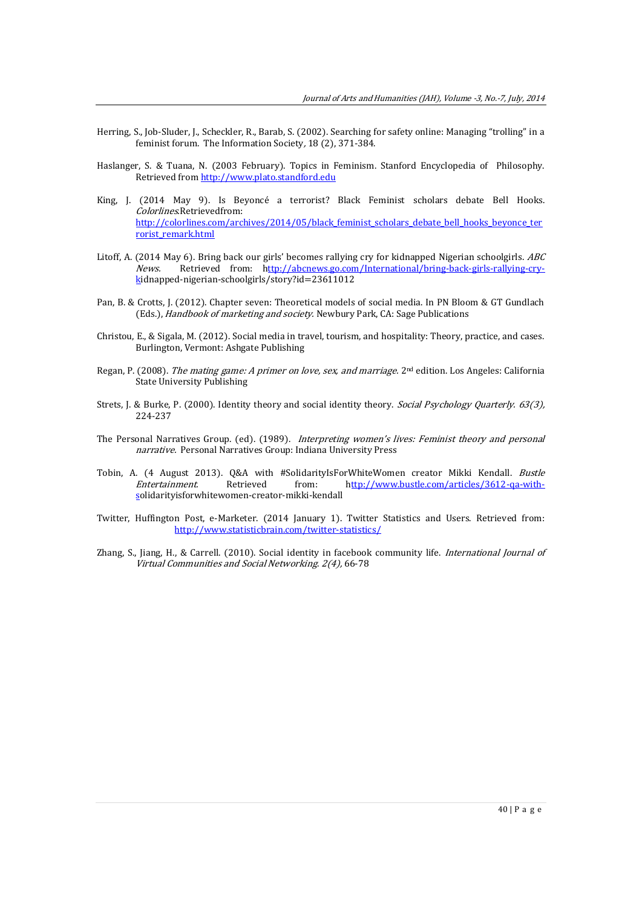Herring, S., Job-Sluder, J., Scheckler, R., Barab, S. (2002). Searching for safety online: Managing "trolling" in a feminist forum. The Information Society*,* 18 (2), 371-384.

Haslanger, S. & Tuana, N. (2003 February). Topics in Feminism. Stanford Encyclopedia of Philosophy. Retrieved from http://www.plato.standford.edu

King, J. (2014 May 9). Is Beyoncé a terrorist? Black Feminist scholars debate Bell Hooks. *Colorlines.*Retrievedfrom: http://colorlines.com/archives/2014/05/black_feminist_scholars_debate_bell_hooks_beyonce_terrorist_remark.html

Litoff, A. (2014 May 6). Bring back our girls' becomes rallying cry for kidnapped Nigerian schoolgirls. *ABC News.* Retrieved from: http://abcnews.go.com/International/bring-back-girls-rallying-cry-kidnapped-nigerian-schoolgirls/story?id=23611012

Pan, B. & Crotts, J. (2012). Chapter seven: Theoretical models of social media. In PN Bloom & GT Gundlach (Eds.), *Handbook of marketing and society.* Newbury Park, CA: Sage Publications

Christou, E., & Sigala, M. (2012). Social media in travel, tourism, and hospitality: Theory, practice, and cases. Burlington, Vermont: Ashgate Publishing

Regan, P. (2008). *The mating game: A primer on love, sex, and marriage*. 2nd edition. Los Angeles: California State University Publishing

Strets, J. & Burke, P. (2000). Identity theory and social identity theory. *Social Psychology Quarterly. 63(3),* 224-237

The Personal Narratives Group. (ed). (1989). *Interpreting women's lives: Feminist theory and personal narrative.* Personal Narratives Group: Indiana University Press

Tobin, A. (4 August 2013). Q&A with #SolidarityIsForWhiteWomen creator Mikki Kendall. *Bustle Entertainment.* Retrieved from: http://www.bustle.com/articles/3612-qa-with-solidarityisforwhitewomen-creator-mikki-kendall

Twitter, Huffington Post, e-Marketer. (2014 January 1). Twitter Statistics and Users. Retrieved from: http://www.statisticbrain.com/twitter-statistics/

Zhang, S., Jiang, H., & Carrell. (2010). Social identity in facebook community life. *International Journal of Virtual Communities and Social Networking. 2(4),* 66-78